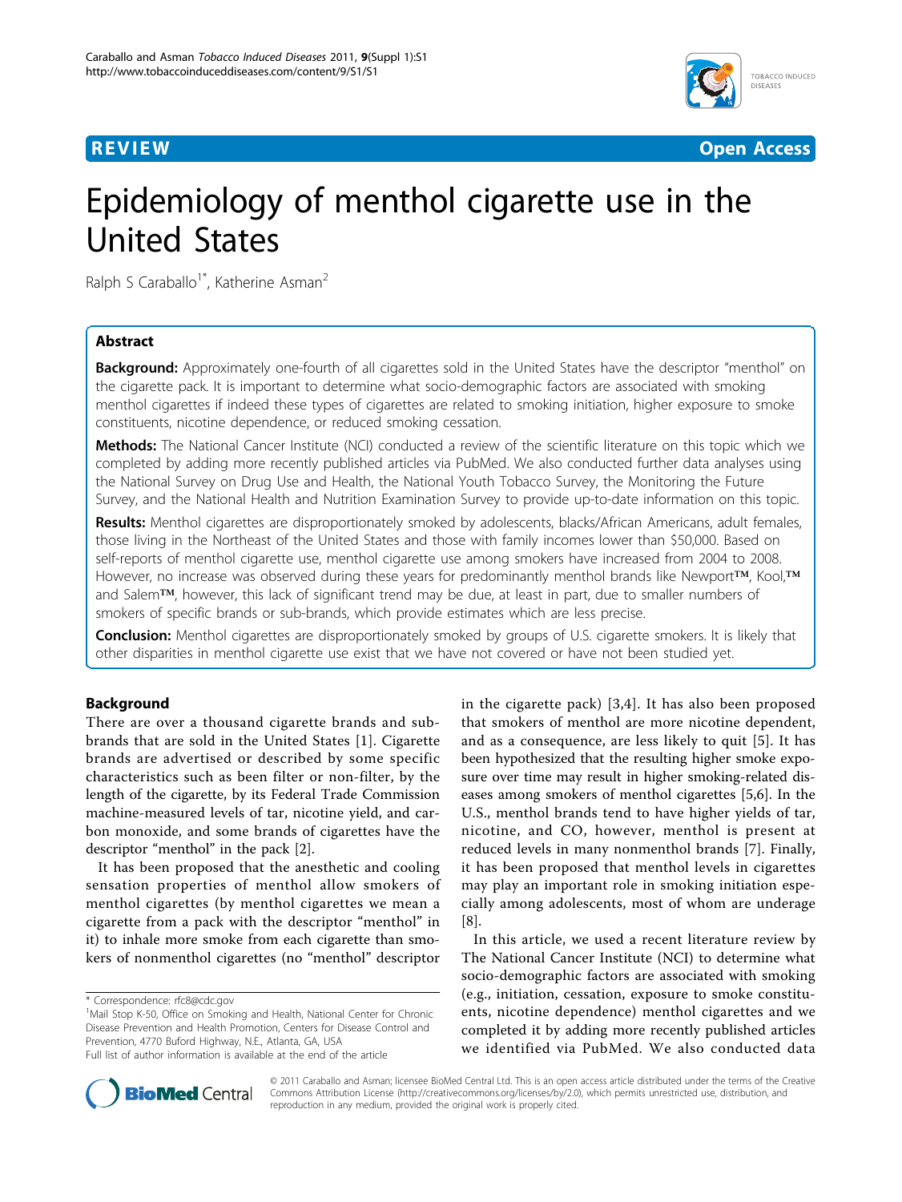**REVIEW** **Open Access**

# Epidemiology of menthol cigarette use in the United States

Ralph S Caraballo[1*], Katherine Asman[2]

## Abstract

**Background:** Approximately one-fourth of all cigarettes sold in the United States have the descriptor "menthol" on the cigarette pack. It is important to determine what socio-demographic factors are associated with smoking menthol cigarettes if indeed these types of cigarettes are related to smoking initiation, higher exposure to smoke constituents, nicotine dependence, or reduced smoking cessation.

**Methods:** The National Cancer Institute (NCI) conducted a review of the scientific literature on this topic which we completed by adding more recently published articles via PubMed. We also conducted further data analyses using the National Survey on Drug Use and Health, the National Youth Tobacco Survey, the Monitoring the Future Survey, and the National Health and Nutrition Examination Survey to provide up-to-date information on this topic.

**Results:** Menthol cigarettes are disproportionately smoked by adolescents, blacks/African Americans, adult females, those living in the Northeast of the United States and those with family incomes lower than $50,000. Based on self-reports of menthol cigarette use, menthol cigarette use among smokers have increased from 2004 to 2008. However, no increase was observed during these years for predominantly menthol brands like Newport™, Kool,™ and Salem™, however, this lack of significant trend may be due, at least in part, due to smaller numbers of smokers of specific brands or sub-brands, which provide estimates which are less precise.

**Conclusion:** Menthol cigarettes are disproportionately smoked by groups of U.S. cigarette smokers. It is likely that other disparities in menthol cigarette use exist that we have not covered or have not been studied yet.

## Background

There are over a thousand cigarette brands and sub-brands that are sold in the United States [1]. Cigarette brands are advertised or described by some specific characteristics such as been filter or non-filter, by the length of the cigarette, by its Federal Trade Commission machine-measured levels of tar, nicotine yield, and carbon monoxide, and some brands of cigarettes have the descriptor "menthol" in the pack [2].

It has been proposed that the anesthetic and cooling sensation properties of menthol allow smokers of menthol cigarettes (by menthol cigarettes we mean a cigarette from a pack with the descriptor "menthol" in it) to inhale more smoke from each cigarette than smokers of nonmenthol cigarettes (no "menthol" descriptor in the cigarette pack) [3,4]. It has also been proposed that smokers of menthol are more nicotine dependent, and as a consequence, are less likely to quit [5]. It has been hypothesized that the resulting higher smoke exposure over time may result in higher smoking-related diseases among smokers of menthol cigarettes [5,6]. In the U.S., menthol brands tend to have higher yields of tar, nicotine, and CO, however, menthol is present at reduced levels in many nonmenthol brands [7]. Finally, it has been proposed that menthol levels in cigarettes may play an important role in smoking initiation especially among adolescents, most of whom are underage [8].

In this article, we used a recent literature review by The National Cancer Institute (NCI) to determine what socio-demographic factors are associated with smoking (e.g., initiation, cessation, exposure to smoke constituents, nicotine dependence) menthol cigarettes and we completed it by adding more recently published articles we identified via PubMed. We also conducted data

\* Correspondence: rfc8@cdc.gov

[1]Mail Stop K-50, Office on Smoking and Health, National Center for Chronic Disease Prevention and Health Promotion, Centers for Disease Control and Prevention, 4770 Buford Highway, N.E., Atlanta, GA, USA

Full list of author information is available at the end of the article

© 2011 Caraballo and Asman; licensee BioMed Central Ltd. This is an open access article distributed under the terms of the Creative Commons Attribution License (http://creativecommons.org/licenses/by/2.0), which permits unrestricted use, distribution, and reproduction in any medium, provided the original work is properly cited.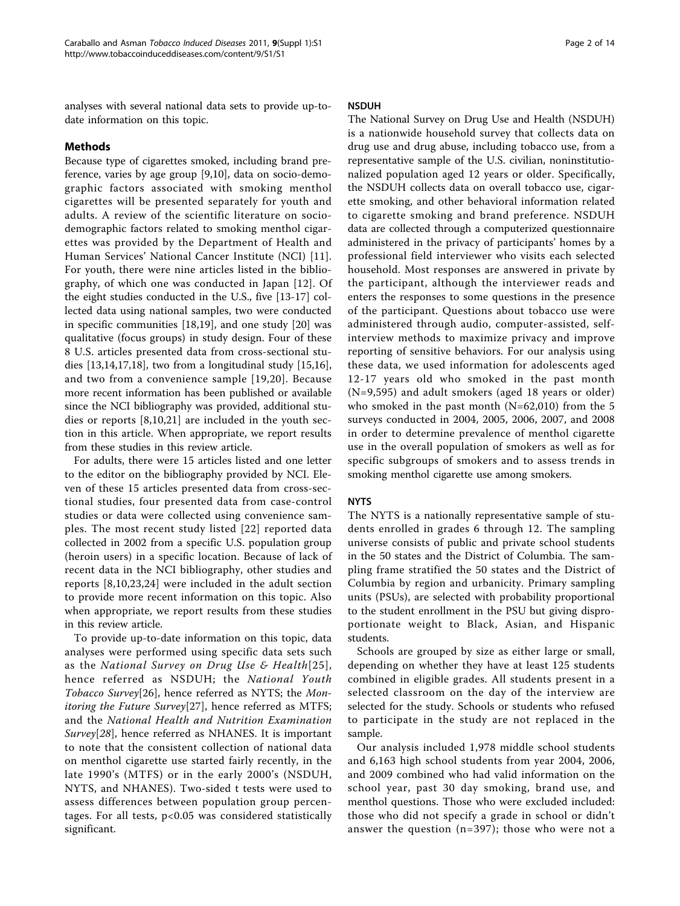analyses with several national data sets to provide up-to-date information on this topic.

## Methods

Because type of cigarettes smoked, including brand preference, varies by age group [9,10], data on socio-demographic factors associated with smoking menthol cigarettes will be presented separately for youth and adults. A review of the scientific literature on socio-demographic factors related to smoking menthol cigarettes was provided by the Department of Health and Human Services' National Cancer Institute (NCI) [11]. For youth, there were nine articles listed in the bibliography, of which one was conducted in Japan [12]. Of the eight studies conducted in the U.S., five [13-17] collected data using national samples, two were conducted in specific communities [18,19], and one study [20] was qualitative (focus groups) in study design. Four of these 8 U.S. articles presented data from cross-sectional studies [13,14,17,18], two from a longitudinal study [15,16], and two from a convenience sample [19,20]. Because more recent information has been published or available since the NCI bibliography was provided, additional studies or reports [8,10,21] are included in the youth section in this article. When appropriate, we report results from these studies in this review article.

For adults, there were 15 articles listed and one letter to the editor on the bibliography provided by NCI. Eleven of these 15 articles presented data from cross-sectional studies, four presented data from case-control studies or data were collected using convenience samples. The most recent study listed [22] reported data collected in 2002 from a specific U.S. population group (heroin users) in a specific location. Because of lack of recent data in the NCI bibliography, other studies and reports [8,10,23,24] were included in the adult section to provide more recent information on this topic. Also when appropriate, we report results from these studies in this review article.

To provide up-to-date information on this topic, data analyses were performed using specific data sets such as the *National Survey on Drug Use & Health*[25], hence referred as NSDUH; the *National Youth Tobacco Survey*[26], hence referred as NYTS; the *Monitoring the Future Survey*[27], hence referred as MTFS; and the *National Health and Nutrition Examination Survey*[28], hence referred as NHANES. It is important to note that the consistent collection of national data on menthol cigarette use started fairly recently, in the late 1990's (MTFS) or in the early 2000's (NSDUH, NYTS, and NHANES). Two-sided t tests were used to assess differences between population group percentages. For all tests, $p<0.05$ was considered statistically significant.

### NSDUH

The National Survey on Drug Use and Health (NSDUH) is a nationwide household survey that collects data on drug use and drug abuse, including tobacco use, from a representative sample of the U.S. civilian, noninstitutionalized population aged 12 years or older. Specifically, the NSDUH collects data on overall tobacco use, cigarette smoking, and other behavioral information related to cigarette smoking and brand preference. NSDUH data are collected through a computerized questionnaire administered in the privacy of participants' homes by a professional field interviewer who visits each selected household. Most responses are answered in private by the participant, although the interviewer reads and enters the responses to some questions in the presence of the participant. Questions about tobacco use were administered through audio, computer-assisted, self-interview methods to maximize privacy and improve reporting of sensitive behaviors. For our analysis using these data, we used information for adolescents aged 12-17 years old who smoked in the past month (N=9,595) and adult smokers (aged 18 years or older) who smoked in the past month (N=62,010) from the 5 surveys conducted in 2004, 2005, 2006, 2007, and 2008 in order to determine prevalence of menthol cigarette use in the overall population of smokers as well as for specific subgroups of smokers and to assess trends in smoking menthol cigarette use among smokers.

### NYTS

The NYTS is a nationally representative sample of students enrolled in grades 6 through 12. The sampling universe consists of public and private school students in the 50 states and the District of Columbia. The sampling frame stratified the 50 states and the District of Columbia by region and urbanicity. Primary sampling units (PSUs), are selected with probability proportional to the student enrollment in the PSU but giving disproportionate weight to Black, Asian, and Hispanic students.

Schools are grouped by size as either large or small, depending on whether they have at least 125 students combined in eligible grades. All students present in a selected classroom on the day of the interview are selected for the study. Schools or students who refused to participate in the study are not replaced in the sample.

Our analysis included 1,978 middle school students and 6,163 high school students from year 2004, 2006, and 2009 combined who had valid information on the school year, past 30 day smoking, brand use, and menthol questions. Those who were excluded included: those who did not specify a grade in school or didn't answer the question (n=397); those who were not a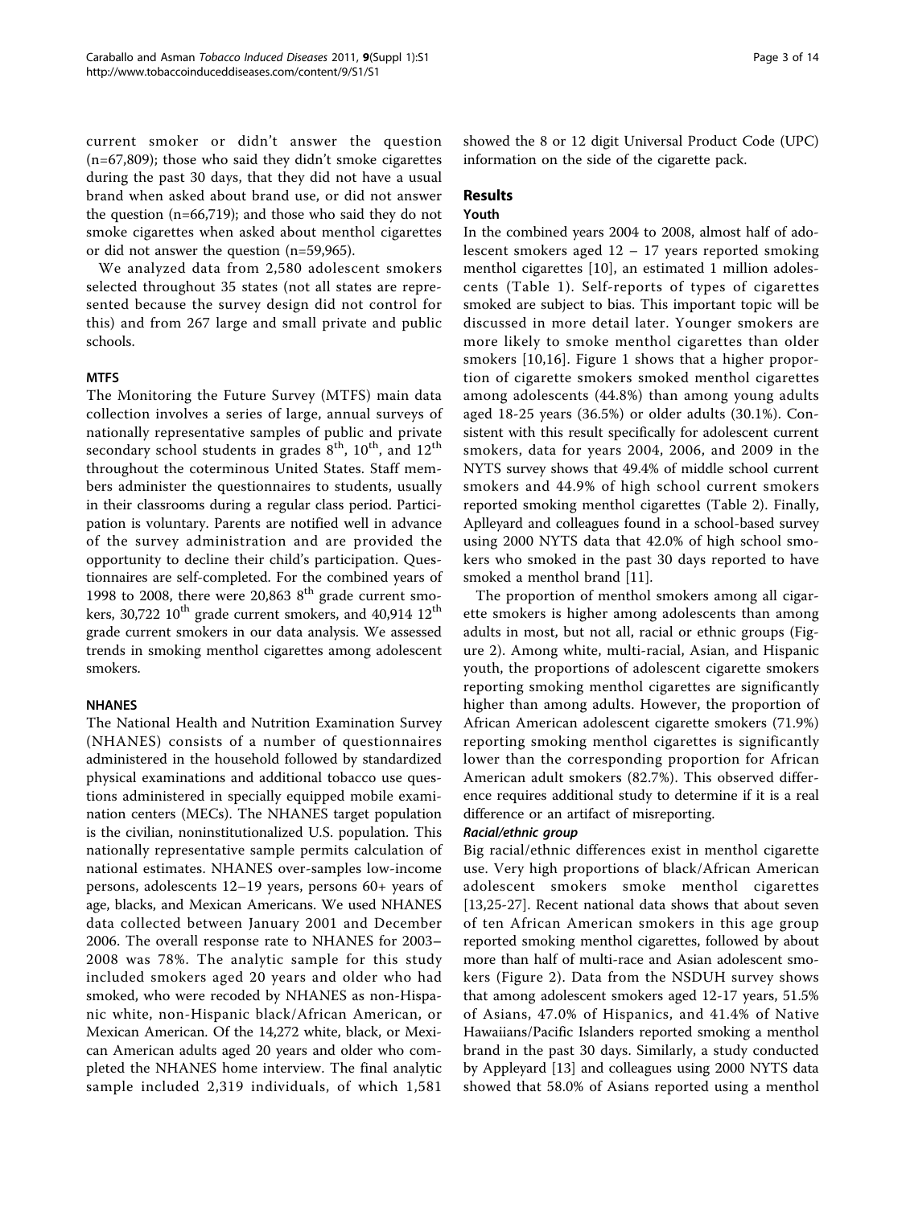current smoker or didn't answer the question (n=67,809); those who said they didn't smoke cigarettes during the past 30 days, that they did not have a usual brand when asked about brand use, or did not answer the question (n=66,719); and those who said they do not smoke cigarettes when asked about menthol cigarettes or did not answer the question (n=59,965).

We analyzed data from 2,580 adolescent smokers selected throughout 35 states (not all states are represented because the survey design did not control for this) and from 267 large and small private and public schools.

### MTFS

The Monitoring the Future Survey (MTFS) main data collection involves a series of large, annual surveys of nationally representative samples of public and private secondary school students in grades 8[th], 10[th], and 12[th] throughout the coterminous United States. Staff members administer the questionnaires to students, usually in their classrooms during a regular class period. Participation is voluntary. Parents are notified well in advance of the survey administration and are provided the opportunity to decline their child's participation. Questionnaires are self-completed. For the combined years of 1998 to 2008, there were 20,863 8[th] grade current smokers, 30,722 10[th] grade current smokers, and 40,914 12[th] grade current smokers in our data analysis. We assessed trends in smoking menthol cigarettes among adolescent smokers.

### NHANES

The National Health and Nutrition Examination Survey (NHANES) consists of a number of questionnaires administered in the household followed by standardized physical examinations and additional tobacco use questions administered in specially equipped mobile examination centers (MECs). The NHANES target population is the civilian, noninstitutionalized U.S. population. This nationally representative sample permits calculation of national estimates. NHANES over-samples low-income persons, adolescents 12–19 years, persons 60+ years of age, blacks, and Mexican Americans. We used NHANES data collected between January 2001 and December 2006. The overall response rate to NHANES for 2003–2008 was 78%. The analytic sample for this study included smokers aged 20 years and older who had smoked, who were recoded by NHANES as non-Hispanic white, non-Hispanic black/African American, or Mexican American. Of the 14,272 white, black, or Mexican American adults aged 20 years and older who completed the NHANES home interview. The final analytic sample included 2,319 individuals, of which 1,581 showed the 8 or 12 digit Universal Product Code (UPC) information on the side of the cigarette pack.

## Results

### Youth

In the combined years 2004 to 2008, almost half of adolescent smokers aged 12 – 17 years reported smoking menthol cigarettes [10], an estimated 1 million adolescents (Table 1). Self-reports of types of cigarettes smoked are subject to bias. This important topic will be discussed in more detail later. Younger smokers are more likely to smoke menthol cigarettes than older smokers [10,16]. Figure 1 shows that a higher proportion of cigarette smokers smoked menthol cigarettes among adolescents (44.8%) than among young adults aged 18-25 years (36.5%) or older adults (30.1%). Consistent with this result specifically for adolescent current smokers, data for years 2004, 2006, and 2009 in the NYTS survey shows that 49.4% of middle school current smokers and 44.9% of high school current smokers reported smoking menthol cigarettes (Table 2). Finally, Aplleyard and colleagues found in a school-based survey using 2000 NYTS data that 42.0% of high school smokers who smoked in the past 30 days reported to have smoked a menthol brand [11].

The proportion of menthol smokers among all cigarette smokers is higher among adolescents than among adults in most, but not all, racial or ethnic groups (Figure 2). Among white, multi-racial, Asian, and Hispanic youth, the proportions of adolescent cigarette smokers reporting smoking menthol cigarettes are significantly higher than among adults. However, the proportion of African American adolescent cigarette smokers (71.9%) reporting smoking menthol cigarettes is significantly lower than the corresponding proportion for African American adult smokers (82.7%). This observed difference requires additional study to determine if it is a real difference or an artifact of misreporting.

#### *Racial/ethnic group*

Big racial/ethnic differences exist in menthol cigarette use. Very high proportions of black/African American adolescent smokers smoke menthol cigarettes [13,25-27]. Recent national data shows that about seven of ten African American smokers in this age group reported smoking menthol cigarettes, followed by about more than half of multi-race and Asian adolescent smokers (Figure 2). Data from the NSDUH survey shows that among adolescent smokers aged 12-17 years, 51.5% of Asians, 47.0% of Hispanics, and 41.4% of Native Hawaiians/Pacific Islanders reported smoking a menthol brand in the past 30 days. Similarly, a study conducted by Appleyard [13] and colleagues using 2000 NYTS data showed that 58.0% of Asians reported using a menthol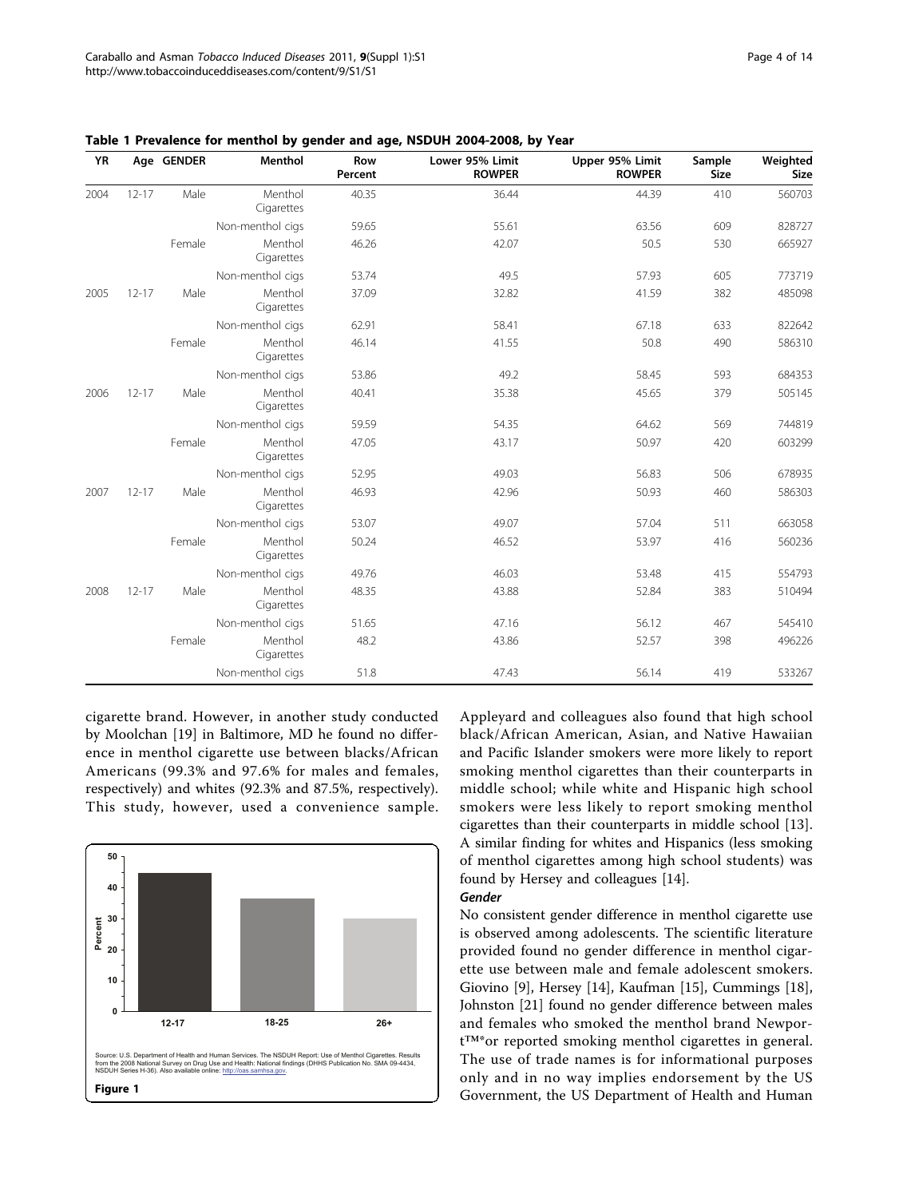**Table 1 Prevalence for menthol by gender and age, NSDUH 2004-2008, by Year**

| YR | Age | GENDER | Menthol | Row Percent | Lower 95% Limit ROWPER | Upper 95% Limit ROWPER | Sample Size | Weighted Size |
|---|---|---|---|---|---|---|---|---|
| 2004 | 12-17 | Male | Menthol Cigarettes | 40.35 | 36.44 | 44.39 | 410 | 560703 |
| | | | Non-menthol cigs | 59.65 | 55.61 | 63.56 | 609 | 828727 |
| | | Female | Menthol Cigarettes | 46.26 | 42.07 | 50.5 | 530 | 665927 |
| | | | Non-menthol cigs | 53.74 | 49.5 | 57.93 | 605 | 773719 |
| 2005 | 12-17 | Male | Menthol Cigarettes | 37.09 | 32.82 | 41.59 | 382 | 485098 |
| | | | Non-menthol cigs | 62.91 | 58.41 | 67.18 | 633 | 822642 |
| | | Female | Menthol Cigarettes | 46.14 | 41.55 | 50.8 | 490 | 586310 |
| | | | Non-menthol cigs | 53.86 | 49.2 | 58.45 | 593 | 684353 |
| 2006 | 12-17 | Male | Menthol Cigarettes | 40.41 | 35.38 | 45.65 | 379 | 505145 |
| | | | Non-menthol cigs | 59.59 | 54.35 | 64.62 | 569 | 744819 |
| | | Female | Menthol Cigarettes | 47.05 | 43.17 | 50.97 | 420 | 603299 |
| | | | Non-menthol cigs | 52.95 | 49.03 | 56.83 | 506 | 678935 |
| 2007 | 12-17 | Male | Menthol Cigarettes | 46.93 | 42.96 | 50.93 | 460 | 586303 |
| | | | Non-menthol cigs | 53.07 | 49.07 | 57.04 | 511 | 663058 |
| | | Female | Menthol Cigarettes | 50.24 | 46.52 | 53.97 | 416 | 560236 |
| | | | Non-menthol cigs | 49.76 | 46.03 | 53.48 | 415 | 554793 |
| 2008 | 12-17 | Male | Menthol Cigarettes | 48.35 | 43.88 | 52.84 | 383 | 510494 |
| | | | Non-menthol cigs | 51.65 | 47.16 | 56.12 | 467 | 545410 |
| | | Female | Menthol Cigarettes | 48.2 | 43.86 | 52.57 | 398 | 496226 |
| | | | Non-menthol cigs | 51.8 | 47.43 | 56.14 | 419 | 533267 |

cigarette brand. However, in another study conducted by Moolchan [19] in Baltimore, MD he found no difference in menthol cigarette use between blacks/African Americans (99.3% and 97.6% for males and females, respectively) and whites (92.3% and 87.5%, respectively). This study, however, used a convenience sample.

Source: U.S. Department of Health and Human Services. The NSDUH Report: Use of Menthol Cigarettes. Results from the 2008 National Survey on Drug Use and Health: National findings (DHHS Publication No. SMA 09-4434, NSDUH Series H-36). Also available online: http://oas.samhsa.gov.

**Figure 1**

Appleyard and colleagues also found that high school black/African American, Asian, and Native Hawaiian and Pacific Islander smokers were more likely to report smoking menthol cigarettes than their counterparts in middle school; while white and Hispanic high school smokers were less likely to report smoking menthol cigarettes than their counterparts in middle school [13]. A similar finding for whites and Hispanics (less smoking of menthol cigarettes among high school students) was found by Hersey and colleagues [14].

### *Gender*

No consistent gender difference in menthol cigarette use is observed among adolescents. The scientific literature provided found no gender difference in menthol cigarette use between male and female adolescent smokers. Giovino [9], Hersey [14], Kaufman [15], Cummings [18], Johnston [21] found no gender difference between males and females who smoked the menthol brand Newport™*or reported smoking menthol cigarettes in general. The use of trade names is for informational purposes only and in no way implies endorsement by the US Government, the US Department of Health and Human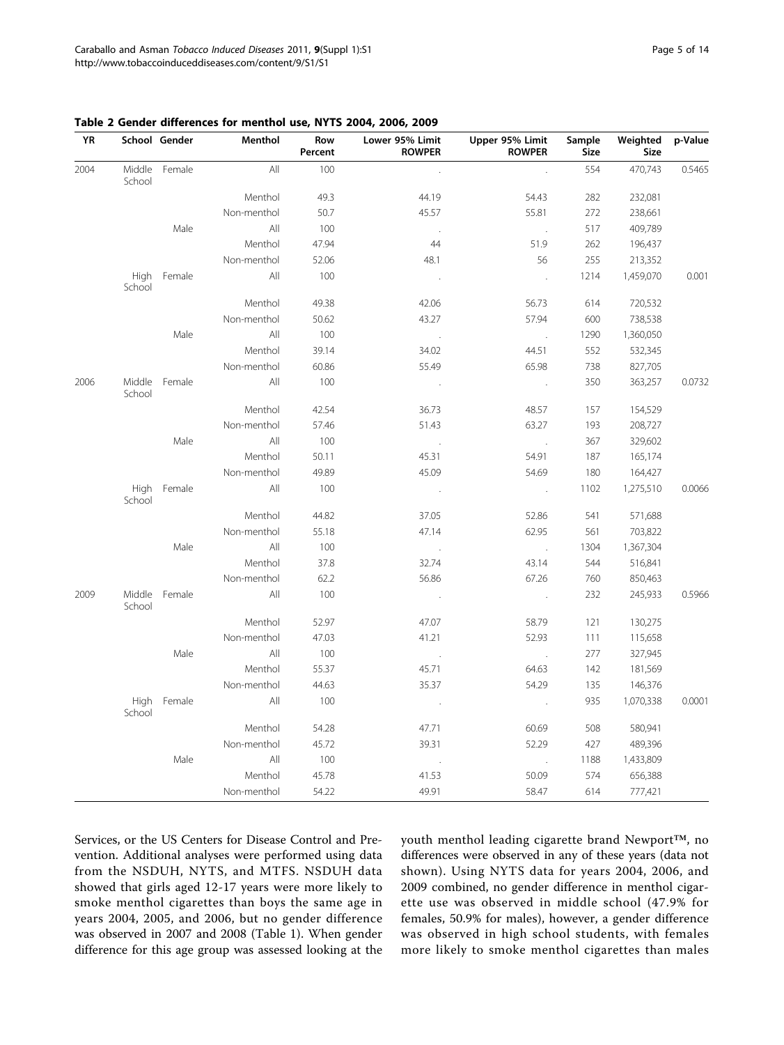**Table 2 Gender differences for menthol use, NYTS 2004, 2006, 2009**

| YR | School | Gender | Menthol | Row Percent | Lower 95% Limit ROWPER | Upper 95% Limit ROWPER | Sample Size | Weighted Size | p-Value |
|---|---|---|---|---|---|---|---|---|---|
| 2004 | Middle School | Female | All | 100 | . | . | 554 | 470,743 | 0.5465 |
| | | | Menthol | 49.3 | 44.19 | 54.43 | 282 | 232,081 | |
| | | | Non-menthol | 50.7 | 45.57 | 55.81 | 272 | 238,661 | |
| | | Male | All | 100 | . | . | 517 | 409,789 | |
| | | | Menthol | 47.94 | 44 | 51.9 | 262 | 196,437 | |
| | | | Non-menthol | 52.06 | 48.1 | 56 | 255 | 213,352 | |
| | High School | Female | All | 100 | . | . | 1214 | 1,459,070 | 0.001 |
| | | | Menthol | 49.38 | 42.06 | 56.73 | 614 | 720,532 | |
| | | | Non-menthol | 50.62 | 43.27 | 57.94 | 600 | 738,538 | |
| | | Male | All | 100 | . | . | 1290 | 1,360,050 | |
| | | | Menthol | 39.14 | 34.02 | 44.51 | 552 | 532,345 | |
| | | | Non-menthol | 60.86 | 55.49 | 65.98 | 738 | 827,705 | |
| 2006 | Middle School | Female | All | 100 | . | . | 350 | 363,257 | 0.0732 |
| | | | Menthol | 42.54 | 36.73 | 48.57 | 157 | 154,529 | |
| | | | Non-menthol | 57.46 | 51.43 | 63.27 | 193 | 208,727 | |
| | | Male | All | 100 | . | . | 367 | 329,602 | |
| | | | Menthol | 50.11 | 45.31 | 54.91 | 187 | 165,174 | |
| | | | Non-menthol | 49.89 | 45.09 | 54.69 | 180 | 164,427 | |
| | High School | Female | All | 100 | . | . | 1102 | 1,275,510 | 0.0066 |
| | | | Menthol | 44.82 | 37.05 | 52.86 | 541 | 571,688 | |
| | | | Non-menthol | 55.18 | 47.14 | 62.95 | 561 | 703,822 | |
| | | Male | All | 100 | . | . | 1304 | 1,367,304 | |
| | | | Menthol | 37.8 | 32.74 | 43.14 | 544 | 516,841 | |
| | | | Non-menthol | 62.2 | 56.86 | 67.26 | 760 | 850,463 | |
| 2009 | Middle School | Female | All | 100 | . | . | 232 | 245,933 | 0.5966 |
| | | | Menthol | 52.97 | 47.07 | 58.79 | 121 | 130,275 | |
| | | | Non-menthol | 47.03 | 41.21 | 52.93 | 111 | 115,658 | |
| | | Male | All | 100 | . | . | 277 | 327,945 | |
| | | | Menthol | 55.37 | 45.71 | 64.63 | 142 | 181,569 | |
| | | | Non-menthol | 44.63 | 35.37 | 54.29 | 135 | 146,376 | |
| | High School | Female | All | 100 | . | . | 935 | 1,070,338 | 0.0001 |
| | | | Menthol | 54.28 | 47.71 | 60.69 | 508 | 580,941 | |
| | | | Non-menthol | 45.72 | 39.31 | 52.29 | 427 | 489,396 | |
| | | Male | All | 100 | . | . | 1188 | 1,433,809 | |
| | | | Menthol | 45.78 | 41.53 | 50.09 | 574 | 656,388 | |
| | | | Non-menthol | 54.22 | 49.91 | 58.47 | 614 | 777,421 | |

Services, or the US Centers for Disease Control and Prevention. Additional analyses were performed using data from the NSDUH, NYTS, and MTFS. NSDUH data showed that girls aged 12-17 years were more likely to smoke menthol cigarettes than boys the same age in years 2004, 2005, and 2006, but no gender difference was observed in 2007 and 2008 (Table 1). When gender difference for this age group was assessed looking at the youth menthol leading cigarette brand Newport™, no differences were observed in any of these years (data not shown). Using NYTS data for years 2004, 2006, and 2009 combined, no gender difference in menthol cigarette use was observed in middle school (47.9% for females, 50.9% for males), however, a gender difference was observed in high school students, with females more likely to smoke menthol cigarettes than males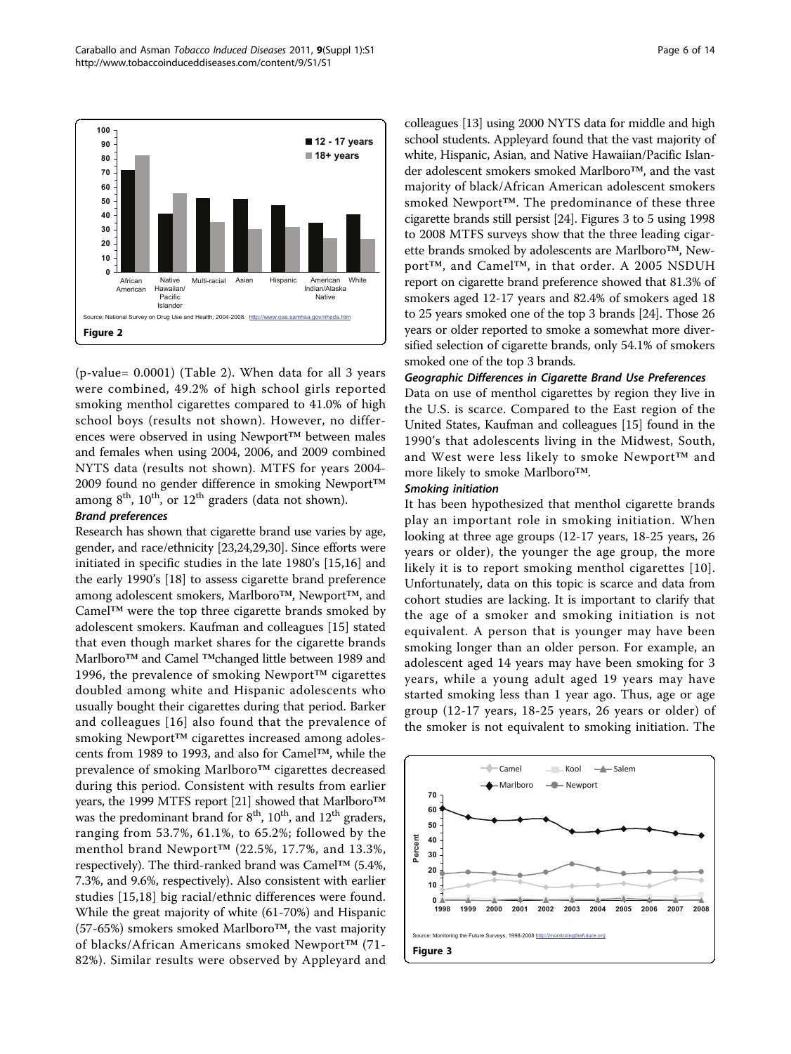Source: National Survey on Drug Use and Health, 2004-2008. http://www.oas.samhsa.gov/nhsda.htm

**Figure 2**

(p-value= 0.0001) (Table 2). When data for all 3 years were combined, 49.2% of high school girls reported smoking menthol cigarettes compared to 41.0% of high school boys (results not shown). However, no differences were observed in using Newport™ between males and females when using 2004, 2006, and 2009 combined NYTS data (results not shown). MTFS for years 2004-2009 found no gender difference in smoking Newport™ among 8th, 10th, or 12th graders (data not shown).

### *Brand preferences*

Research has shown that cigarette brand use varies by age, gender, and race/ethnicity [23,24,29,30]. Since efforts were initiated in specific studies in the late 1980's [15,16] and the early 1990's [18] to assess cigarette brand preference among adolescent smokers, Marlboro™, Newport™, and Camel™ were the top three cigarette brands smoked by adolescent smokers. Kaufman and colleagues [15] stated that even though market shares for the cigarette brands Marlboro™ and Camel ™changed little between 1989 and 1996, the prevalence of smoking Newport™ cigarettes doubled among white and Hispanic adolescents who usually bought their cigarettes during that period. Barker and colleagues [16] also found that the prevalence of smoking Newport™ cigarettes increased among adolescents from 1989 to 1993, and also for Camel™, while the prevalence of smoking Marlboro™ cigarettes decreased during this period. Consistent with results from earlier years, the 1999 MTFS report [21] showed that Marlboro™ was the predominant brand for 8th, 10th, and 12th graders, ranging from 53.7%, 61.1%, to 65.2%; followed by the menthol brand Newport™ (22.5%, 17.7%, and 13.3%, respectively). The third-ranked brand was Camel™ (5.4%, 7.3%, and 9.6%, respectively). Also consistent with earlier studies [15,18] big racial/ethnic differences were found. While the great majority of white (61-70%) and Hispanic (57-65%) smokers smoked Marlboro™, the vast majority of blacks/African Americans smoked Newport™ (71-82%). Similar results were observed by Appleyard and colleagues [13] using 2000 NYTS data for middle and high school students. Appleyard found that the vast majority of white, Hispanic, Asian, and Native Hawaiian/Pacific Islander adolescent smokers smoked Marlboro™, and the vast majority of black/African American adolescent smokers smoked Newport™. The predominance of these three cigarette brands still persist [24]. Figures 3 to 5 using 1998 to 2008 MTFS surveys show that the three leading cigarette brands smoked by adolescents are Marlboro™, Newport™, and Camel™, in that order. A 2005 NSDUH report on cigarette brand preference showed that 81.3% of smokers aged 12-17 years and 82.4% of smokers aged 18 to 25 years smoked one of the top 3 brands [24]. Those 26 years or older reported to smoke a somewhat more diversified selection of cigarette brands, only 54.1% of smokers smoked one of the top 3 brands.

### *Geographic Differences in Cigarette Brand Use Preferences*

Data on use of menthol cigarettes by region they live in the U.S. is scarce. Compared to the East region of the United States, Kaufman and colleagues [15] found in the 1990's that adolescents living in the Midwest, South, and West were less likely to smoke Newport™ and more likely to smoke Marlboro™.

### *Smoking initiation*

It has been hypothesized that menthol cigarette brands play an important role in smoking initiation. When looking at three age groups (12-17 years, 18-25 years, 26 years or older), the younger the age group, the more likely it is to report smoking menthol cigarettes [10]. Unfortunately, data on this topic is scarce and data from cohort studies are lacking. It is important to clarify that the age of a smoker and smoking initiation is not equivalent. A person that is younger may have been smoking longer than an older person. For example, an adolescent aged 14 years may have been smoking for 3 years, while a young adult aged 19 years may have started smoking less than 1 year ago. Thus, age or age group (12-17 years, 18-25 years, 26 years or older) of the smoker is not equivalent to smoking initiation. The

Source: Monitoring the Future Surveys, 1998-2008 http://monitoringthefuture.org

**Figure 3**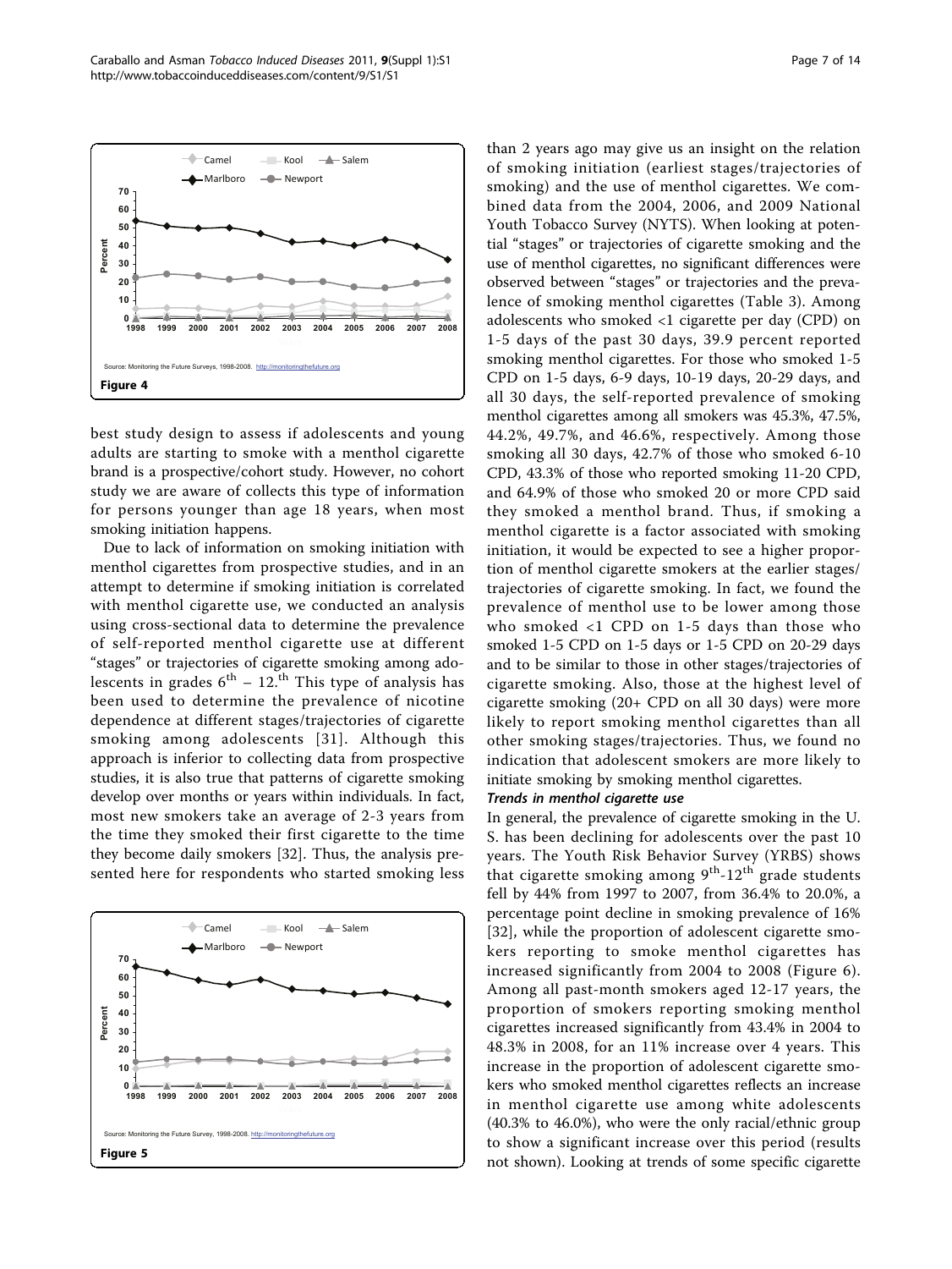Figure 4

best study design to assess if adolescents and young adults are starting to smoke with a menthol cigarette brand is a prospective/cohort study. However, no cohort study we are aware of collects this type of information for persons younger than age 18 years, when most smoking initiation happens.

Due to lack of information on smoking initiation with menthol cigarettes from prospective studies, and in an attempt to determine if smoking initiation is correlated with menthol cigarette use, we conducted an analysis using cross-sectional data to determine the prevalence of self-reported menthol cigarette use at different "stages" or trajectories of cigarette smoking among adolescents in grades 6[th] – 12.[th] This type of analysis has been used to determine the prevalence of nicotine dependence at different stages/trajectories of cigarette smoking among adolescents [31]. Although this approach is inferior to collecting data from prospective studies, it is also true that patterns of cigarette smoking develop over months or years within individuals. In fact, most new smokers take an average of 2-3 years from the time they smoked their first cigarette to the time they become daily smokers [32]. Thus, the analysis presented here for respondents who started smoking less than 2 years ago may give us an insight on the relation of smoking initiation (earliest stages/trajectories of smoking) and the use of menthol cigarettes. We combined data from the 2004, 2006, and 2009 National Youth Tobacco Survey (NYTS). When looking at potential "stages" or trajectories of cigarette smoking and the use of menthol cigarettes, no significant differences were observed between "stages" or trajectories and the prevalence of smoking menthol cigarettes (Table 3). Among adolescents who smoked <1 cigarette per day (CPD) on 1-5 days of the past 30 days, 39.9 percent reported smoking menthol cigarettes. For those who smoked 1-5 CPD on 1-5 days, 6-9 days, 10-19 days, 20-29 days, and all 30 days, the self-reported prevalence of smoking menthol cigarettes among all smokers was 45.3%, 47.5%, 44.2%, 49.7%, and 46.6%, respectively. Among those smoking all 30 days, 42.7% of those who smoked 6-10 CPD, 43.3% of those who reported smoking 11-20 CPD, and 64.9% of those who smoked 20 or more CPD said they smoked a menthol brand. Thus, if smoking a menthol cigarette is a factor associated with smoking initiation, it would be expected to see a higher proportion of menthol cigarette smokers at the earlier stages/trajectories of cigarette smoking. In fact, we found the prevalence of menthol use to be lower among those who smoked <1 CPD on 1-5 days than those who smoked 1-5 CPD on 1-5 days or 1-5 CPD on 20-29 days and to be similar to those in other stages/trajectories of cigarette smoking. Also, those at the highest level of cigarette smoking (20+ CPD on all 30 days) were more likely to report smoking menthol cigarettes than all other smoking stages/trajectories. Thus, we found no indication that adolescent smokers are more likely to initiate smoking by smoking menthol cigarettes.

Figure 5

#### *Trends in menthol cigarette use*

In general, the prevalence of cigarette smoking in the U. S. has been declining for adolescents over the past 10 years. The Youth Risk Behavior Survey (YRBS) shows that cigarette smoking among 9[th]-12[th] grade students fell by 44% from 1997 to 2007, from 36.4% to 20.0%, a percentage point decline in smoking prevalence of 16% [32], while the proportion of adolescent cigarette smokers reporting to smoke menthol cigarettes has increased significantly from 2004 to 2008 (Figure 6). Among all past-month smokers aged 12-17 years, the proportion of smokers reporting smoking menthol cigarettes increased significantly from 43.4% in 2004 to 48.3% in 2008, for an 11% increase over 4 years. This increase in the proportion of adolescent cigarette smokers who smoked menthol cigarettes reflects an increase in menthol cigarette use among white adolescents (40.3% to 46.0%), who were the only racial/ethnic group to show a significant increase over this period (results not shown). Looking at trends of some specific cigarette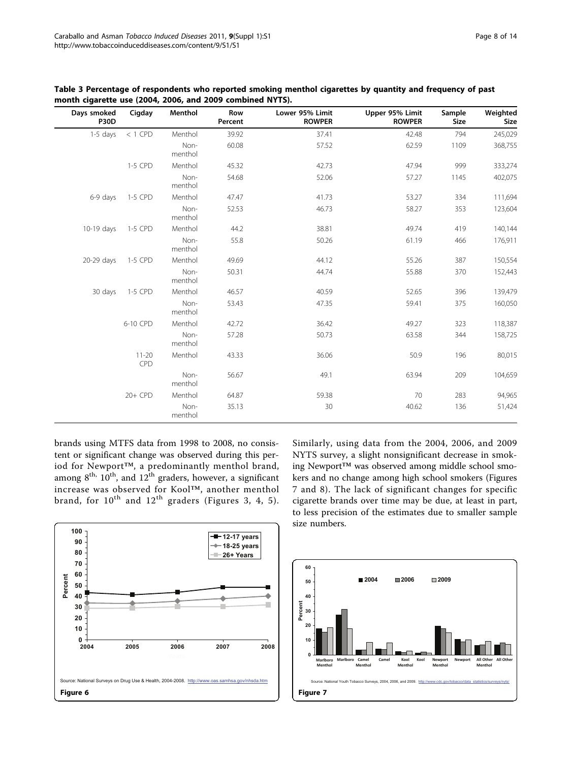**Table 3 Percentage of respondents who reported smoking menthol cigarettes by quantity and frequency of past month cigarette use (2004, 2006, and 2009 combined NYTS).**

| Days smoked P30D | Cigday | Menthol | Row Percent | Lower 95% Limit ROWPER | Upper 95% Limit ROWPER | Sample Size | Weighted Size |
|---|---|---|---|---|---|---|---|
| 1-5 days | < 1 CPD | Menthol | 39.92 | 37.41 | 42.48 | 794 | 245,029 |
| | | Non-menthol | 60.08 | 57.52 | 62.59 | 1109 | 368,755 |
| | 1-5 CPD | Menthol | 45.32 | 42.73 | 47.94 | 999 | 333,274 |
| | | Non-menthol | 54.68 | 52.06 | 57.27 | 1145 | 402,075 |
| 6-9 days | 1-5 CPD | Menthol | 47.47 | 41.73 | 53.27 | 334 | 111,694 |
| | | Non-menthol | 52.53 | 46.73 | 58.27 | 353 | 123,604 |
| 10-19 days | 1-5 CPD | Menthol | 44.2 | 38.81 | 49.74 | 419 | 140,144 |
| | | Non-menthol | 55.8 | 50.26 | 61.19 | 466 | 176,911 |
| 20-29 days | 1-5 CPD | Menthol | 49.69 | 44.12 | 55.26 | 387 | 150,554 |
| | | Non-menthol | 50.31 | 44.74 | 55.88 | 370 | 152,443 |
| 30 days | 1-5 CPD | Menthol | 46.57 | 40.59 | 52.65 | 396 | 139,479 |
| | | Non-menthol | 53.43 | 47.35 | 59.41 | 375 | 160,050 |
| | 6-10 CPD | Menthol | 42.72 | 36.42 | 49.27 | 323 | 118,387 |
| | | Non-menthol | 57.28 | 50.73 | 63.58 | 344 | 158,725 |
| | 11-20 CPD | Menthol | 43.33 | 36.06 | 50.9 | 196 | 80,015 |
| | | Non-menthol | 56.67 | 49.1 | 63.94 | 209 | 104,659 |
| | 20+ CPD | Menthol | 64.87 | 59.38 | 70 | 283 | 94,965 |
| | | Non-menthol | 35.13 | 30 | 40.62 | 136 | 51,424 |

brands using MTFS data from 1998 to 2008, no consistent or significant change was observed during this period for Newport™, a predominantly menthol brand, among 8th, 10th, and 12th graders, however, a significant increase was observed for Kool™, another menthol brand, for 10th and 12th graders (Figures 3, 4, 5). Similarly, using data from the 2004, 2006, and 2009 NYTS survey, a slight nonsignificant decrease in smoking Newport™ was observed among middle school smokers and no change among high school smokers (Figures 7 and 8). The lack of significant changes for specific cigarette brands over time may be due, at least in part, to less precision of the estimates due to smaller sample size numbers.

Source: National Surveys on Drug Use & Health, 2004-2008. http://www.oas.samhsa.gov/nhsda.htm

**Figure 6**

Source: National Youth Tobacco Surveys, 2004, 2006, and 2009. http://www.cdc.gov/tobacco/data_statistics/surveys/nyts/

**Figure 7**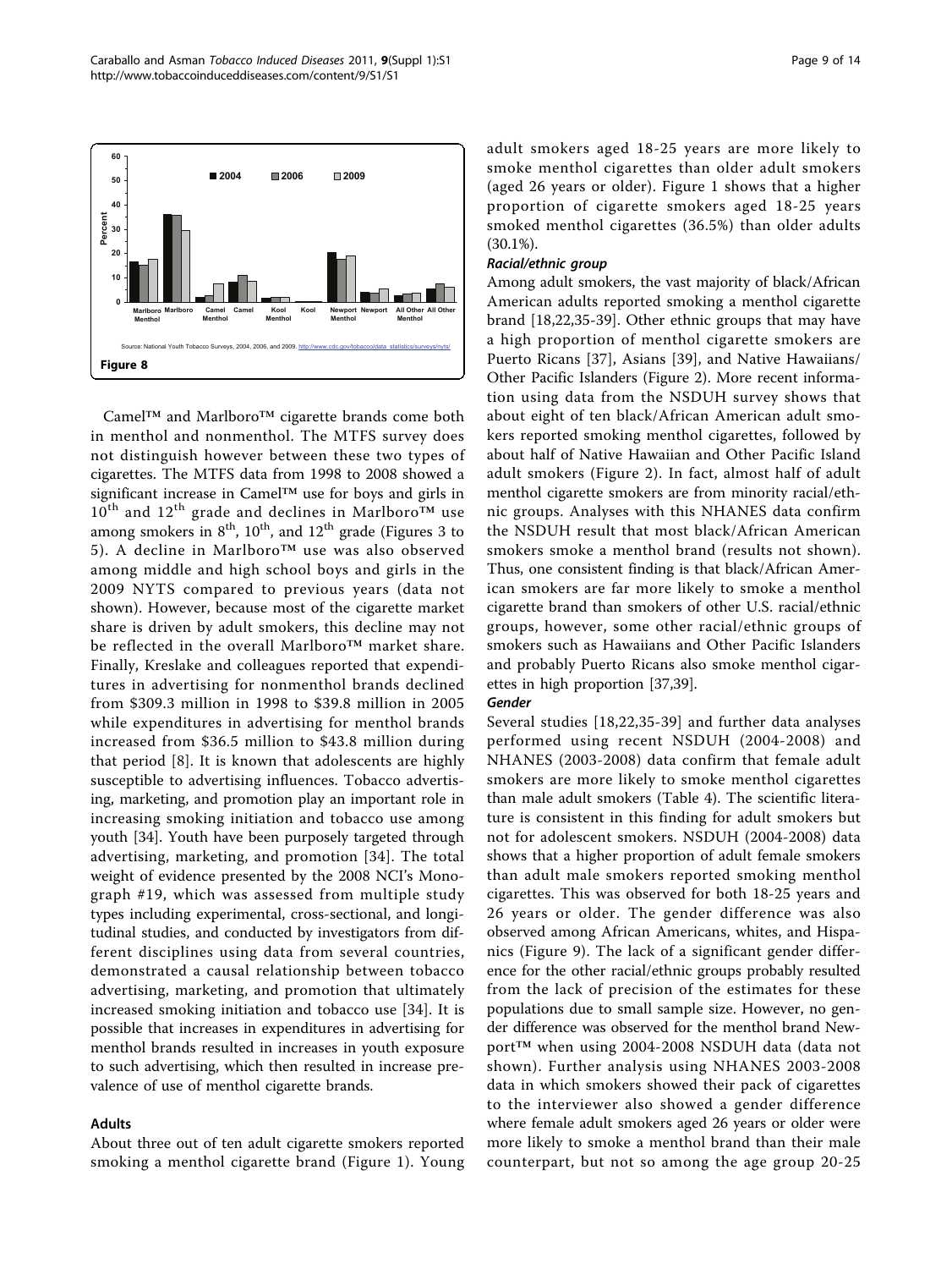Figure 8

Camel™ and Marlboro™ cigarette brands come both in menthol and nonmenthol. The MTFS survey does not distinguish however between these two types of cigarettes. The MTFS data from 1998 to 2008 showed a significant increase in Camel™ use for boys and girls in 10th and 12th grade and declines in Marlboro™ use among smokers in 8th, 10th, and 12th grade (Figures 3 to 5). A decline in Marlboro™ use was also observed among middle and high school boys and girls in the 2009 NYTS compared to previous years (data not shown). However, because most of the cigarette market share is driven by adult smokers, this decline may not be reflected in the overall Marlboro™ market share. Finally, Kreslake and colleagues reported that expenditures in advertising for nonmenthol brands declined from \$309.3 million in 1998 to \$39.8 million in 2005 while expenditures in advertising for menthol brands increased from \$36.5 million to \$43.8 million during that period [8]. It is known that adolescents are highly susceptible to advertising influences. Tobacco advertising, marketing, and promotion play an important role in increasing smoking initiation and tobacco use among youth [34]. Youth have been purposely targeted through advertising, marketing, and promotion [34]. The total weight of evidence presented by the 2008 NCI's Monograph #19, which was assessed from multiple study types including experimental, cross-sectional, and longitudinal studies, and conducted by investigators from different disciplines using data from several countries, demonstrated a causal relationship between tobacco advertising, marketing, and promotion that ultimately increased smoking initiation and tobacco use [34]. It is possible that increases in expenditures in advertising for menthol brands resulted in increases in youth exposure to such advertising, which then resulted in increase prevalence of use of menthol cigarette brands.

### Adults

About three out of ten adult cigarette smokers reported smoking a menthol cigarette brand (Figure 1). Young adult smokers aged 18-25 years are more likely to smoke menthol cigarettes than older adult smokers (aged 26 years or older). Figure 1 shows that a higher proportion of cigarette smokers aged 18-25 years smoked menthol cigarettes (36.5%) than older adults (30.1%).

#### *Racial/ethnic group*

Among adult smokers, the vast majority of black/African American adults reported smoking a menthol cigarette brand [18,22,35-39]. Other ethnic groups that may have a high proportion of menthol cigarette smokers are Puerto Ricans [37], Asians [39], and Native Hawaiians/ Other Pacific Islanders (Figure 2). More recent information using data from the NSDUH survey shows that about eight of ten black/African American adult smokers reported smoking menthol cigarettes, followed by about half of Native Hawaiian and Other Pacific Island adult smokers (Figure 2). In fact, almost half of adult menthol cigarette smokers are from minority racial/ethnic groups. Analyses with this NHANES data confirm the NSDUH result that most black/African American smokers smoke a menthol brand (results not shown). Thus, one consistent finding is that black/African American smokers are far more likely to smoke a menthol cigarette brand than smokers of other U.S. racial/ethnic groups, however, some other racial/ethnic groups of smokers such as Hawaiians and Other Pacific Islanders and probably Puerto Ricans also smoke menthol cigarettes in high proportion [37,39].

#### *Gender*

Several studies [18,22,35-39] and further data analyses performed using recent NSDUH (2004-2008) and NHANES (2003-2008) data confirm that female adult smokers are more likely to smoke menthol cigarettes than male adult smokers (Table 4). The scientific literature is consistent in this finding for adult smokers but not for adolescent smokers. NSDUH (2004-2008) data shows that a higher proportion of adult female smokers than adult male smokers reported smoking menthol cigarettes. This was observed for both 18-25 years and 26 years or older. The gender difference was also observed among African Americans, whites, and Hispanics (Figure 9). The lack of a significant gender difference for the other racial/ethnic groups probably resulted from the lack of precision of the estimates for these populations due to small sample size. However, no gender difference was observed for the menthol brand Newport™ when using 2004-2008 NSDUH data (data not shown). Further analysis using NHANES 2003-2008 data in which smokers showed their pack of cigarettes to the interviewer also showed a gender difference where female adult smokers aged 26 years or older were more likely to smoke a menthol brand than their male counterpart, but not so among the age group 20-25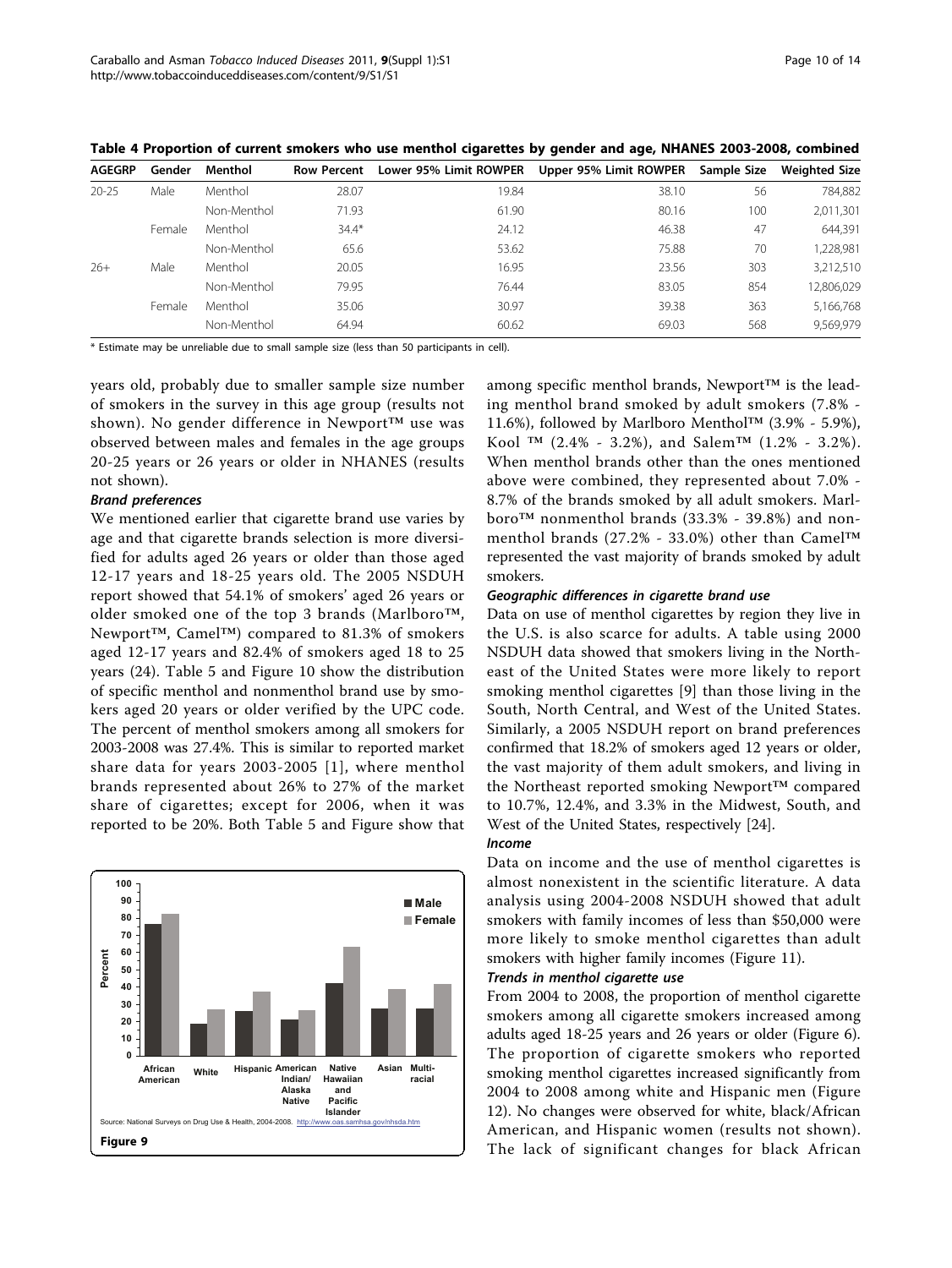**Table 4 Proportion of current smokers who use menthol cigarettes by gender and age, NHANES 2003-2008, combined**

| AGEGRP | Gender | Menthol | Row Percent | Lower 95% Limit ROWPER | Upper 95% Limit ROWPER | Sample Size | Weighted Size |
|---|---|---|---|---|---|---|---|
| 20-25 | Male | Menthol | 28.07 | 19.84 | 38.10 | 56 | 784,882 |
| | | Non-Menthol | 71.93 | 61.90 | 80.16 | 100 | 2,011,301 |
| | Female | Menthol | 34.4* | 24.12 | 46.38 | 47 | 644,391 |
| | | Non-Menthol | 65.6 | 53.62 | 75.88 | 70 | 1,228,981 |
| 26+ | Male | Menthol | 20.05 | 16.95 | 23.56 | 303 | 3,212,510 |
| | | Non-Menthol | 79.95 | 76.44 | 83.05 | 854 | 12,806,029 |
| | Female | Menthol | 35.06 | 30.97 | 39.38 | 363 | 5,166,768 |
| | | Non-Menthol | 64.94 | 60.62 | 69.03 | 568 | 9,569,979 |

* Estimate may be unreliable due to small sample size (less than 50 participants in cell).

years old, probably due to smaller sample size number of smokers in the survey in this age group (results not shown). No gender difference in Newport™ use was observed between males and females in the age groups 20-25 years or 26 years or older in NHANES (results not shown).

#### *Brand preferences*

We mentioned earlier that cigarette brand use varies by age and that cigarette brands selection is more diversified for adults aged 26 years or older than those aged 12-17 years and 18-25 years old. The 2005 NSDUH report showed that 54.1% of smokers' aged 26 years or older smoked one of the top 3 brands (Marlboro™, Newport™, Camel™) compared to 81.3% of smokers aged 12-17 years and 82.4% of smokers aged 18 to 25 years (24). Table 5 and Figure 10 show the distribution of specific menthol and nonmenthol brand use by smokers aged 20 years or older verified by the UPC code. The percent of menthol smokers among all smokers for 2003-2008 was 27.4%. This is similar to reported market share data for years 2003-2005 [1], where menthol brands represented about 26% to 27% of the market share of cigarettes; except for 2006, when it was reported to be 20%. Both Table 5 and Figure show that among specific menthol brands, Newport™ is the leading menthol brand smoked by adult smokers (7.8% - 11.6%), followed by Marlboro Menthol™ (3.9% - 5.9%), Kool ™ (2.4% - 3.2%), and Salem™ (1.2% - 3.2%). When menthol brands other than the ones mentioned above were combined, they represented about 7.0% - 8.7% of the brands smoked by all adult smokers. Marlboro™ nonmenthol brands (33.3% - 39.8%) and nonmenthol brands (27.2% - 33.0%) other than Camel™ represented the vast majority of brands smoked by adult smokers.

Source: National Surveys on Drug Use & Health, 2004-2008. http://www.oas.samhsa.gov/nhsda.htm

**Figure 9**

#### *Geographic differences in cigarette brand use*

Data on use of menthol cigarettes by region they live in the U.S. is also scarce for adults. A table using 2000 NSDUH data showed that smokers living in the Northeast of the United States were more likely to report smoking menthol cigarettes [9] than those living in the South, North Central, and West of the United States. Similarly, a 2005 NSDUH report on brand preferences confirmed that 18.2% of smokers aged 12 years or older, the vast majority of them adult smokers, and living in the Northeast reported smoking Newport™ compared to 10.7%, 12.4%, and 3.3% in the Midwest, South, and West of the United States, respectively [24].

#### *Income*

Data on income and the use of menthol cigarettes is almost nonexistent in the scientific literature. A data analysis using 2004-2008 NSDUH showed that adult smokers with family incomes of less than $50,000 were more likely to smoke menthol cigarettes than adult smokers with higher family incomes (Figure 11).

#### *Trends in menthol cigarette use*

From 2004 to 2008, the proportion of menthol cigarette smokers among all cigarette smokers increased among adults aged 18-25 years and 26 years or older (Figure 6). The proportion of cigarette smokers who reported smoking menthol cigarettes increased significantly from 2004 to 2008 among white and Hispanic men (Figure 12). No changes were observed for white, black/African American, and Hispanic women (results not shown). The lack of significant changes for black African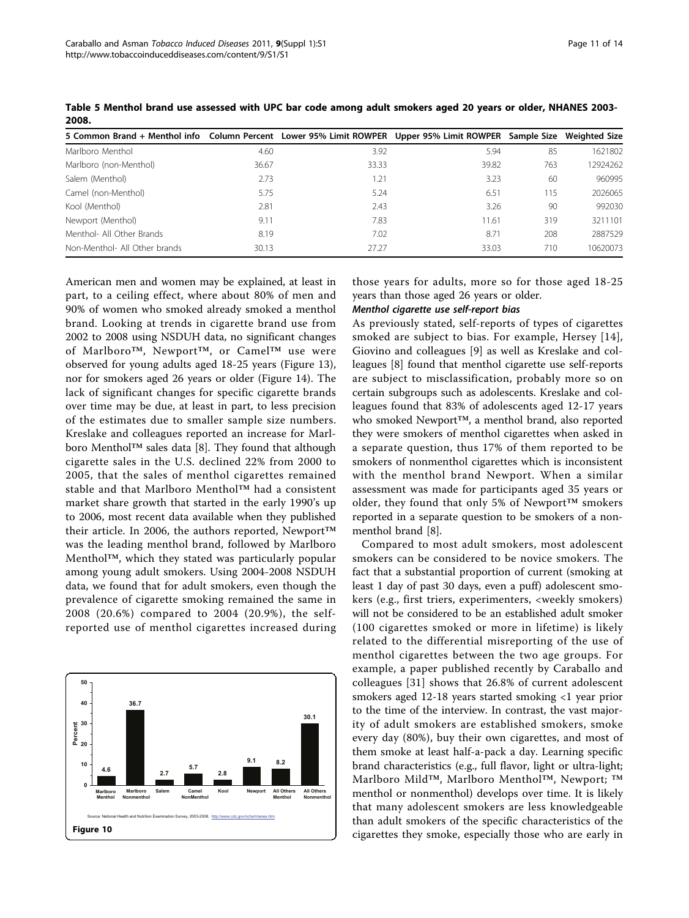**Table 5 Menthol brand use assessed with UPC bar code among adult smokers aged 20 years or older, NHANES 2003-2008.**

| 5 Common Brand + Menthol info | Column Percent | Lower 95% Limit ROWPER | Upper 95% Limit ROWPER | Sample Size | Weighted Size |
|---|---|---|---|---|---|
| Marlboro Menthol | 4.60 | 3.92 | 5.94 | 85 | 1621802 |
| Marlboro (non-Menthol) | 36.67 | 33.33 | 39.82 | 763 | 12924262 |
| Salem (Menthol) | 2.73 | 1.21 | 3.23 | 60 | 960995 |
| Camel (non-Menthol) | 5.75 | 5.24 | 6.51 | 115 | 2026065 |
| Kool (Menthol) | 2.81 | 2.43 | 3.26 | 90 | 992030 |
| Newport (Menthol) | 9.11 | 7.83 | 11.61 | 319 | 3211101 |
| Menthol- All Other Brands | 8.19 | 7.02 | 8.71 | 208 | 2887529 |
| Non-Menthol- All Other brands | 30.13 | 27.27 | 33.03 | 710 | 10620073 |

American men and women may be explained, at least in part, to a ceiling effect, where about 80% of men and 90% of women who smoked already smoked a menthol brand. Looking at trends in cigarette brand use from 2002 to 2008 using NSDUH data, no significant changes of Marlboro™, Newport™, or Camel™ use were observed for young adults aged 18-25 years (Figure 13), nor for smokers aged 26 years or older (Figure 14). The lack of significant changes for specific cigarette brands over time may be due, at least in part, to less precision of the estimates due to smaller sample size numbers. Kreslake and colleagues reported an increase for Marlboro Menthol™ sales data [8]. They found that although cigarette sales in the U.S. declined 22% from 2000 to 2005, that the sales of menthol cigarettes remained stable and that Marlboro Menthol™ had a consistent market share growth that started in the early 1990's up to 2006, most recent data available when they published their article. In 2006, the authors reported, Newport™ was the leading menthol brand, followed by Marlboro Menthol™, which they stated was particularly popular among young adult smokers. Using 2004-2008 NSDUH data, we found that for adult smokers, even though the prevalence of cigarette smoking remained the same in 2008 (20.6%) compared to 2004 (20.9%), the self-reported use of menthol cigarettes increased during those years for adults, more so for those aged 18-25 years than those aged 26 years or older.

Figure 10

### *Menthol cigarette use self-report bias*

As previously stated, self-reports of types of cigarettes smoked are subject to bias. For example, Hersey [14], Giovino and colleagues [9] as well as Kreslake and colleagues [8] found that menthol cigarette use self-reports are subject to misclassification, probably more so on certain subgroups such as adolescents. Kreslake and colleagues found that 83% of adolescents aged 12-17 years who smoked Newport™, a menthol brand, also reported they were smokers of menthol cigarettes when asked in a separate question, thus 17% of them reported to be smokers of nonmenthol cigarettes which is inconsistent with the menthol brand Newport. When a similar assessment was made for participants aged 35 years or older, they found that only 5% of Newport™ smokers reported in a separate question to be smokers of a nonmenthol brand [8].

Compared to most adult smokers, most adolescent smokers can be considered to be novice smokers. The fact that a substantial proportion of current (smoking at least 1 day of past 30 days, even a puff) adolescent smokers (e.g., first triers, experimenters, <weekly smokers) will not be considered to be an established adult smoker (100 cigarettes smoked or more in lifetime) is likely related to the differential misreporting of the use of menthol cigarettes between the two age groups. For example, a paper published recently by Caraballo and colleagues [31] shows that 26.8% of current adolescent smokers aged 12-18 years started smoking <1 year prior to the time of the interview. In contrast, the vast majority of adult smokers are established smokers, smoke every day (80%), buy their own cigarettes, and most of them smoke at least half-a-pack a day. Learning specific brand characteristics (e.g., full flavor, light or ultra-light; Marlboro Mild™, Marlboro Menthol™, Newport; ™ menthol or nonmenthol) develops over time. It is likely that many adolescent smokers are less knowledgeable than adult smokers of the specific characteristics of the cigarettes they smoke, especially those who are early in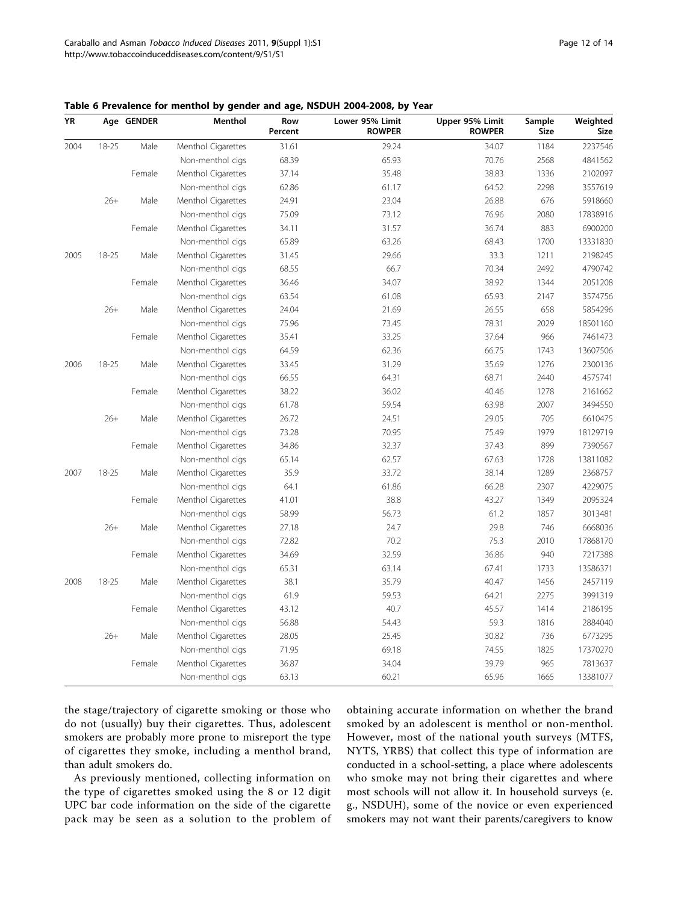**Table 6 Prevalence for menthol by gender and age, NSDUH 2004-2008, by Year**

| YR | Age | GENDER | Menthol | Row Percent | Lower 95% Limit ROWPER | Upper 95% Limit ROWPER | Sample Size | Weighted Size |
|---|---|---|---|---|---|---|---|---|
| 2004 | 18-25 | Male | Menthol Cigarettes | 31.61 | 29.24 | 34.07 | 1184 | 2237546 |
| | | | Non-menthol cigs | 68.39 | 65.93 | 70.76 | 2568 | 4841562 |
| | | Female | Menthol Cigarettes | 37.14 | 35.48 | 38.83 | 1336 | 2102097 |
| | | | Non-menthol cigs | 62.86 | 61.17 | 64.52 | 2298 | 3557619 |
| | 26+ | Male | Menthol Cigarettes | 24.91 | 23.04 | 26.88 | 676 | 5918660 |
| | | | Non-menthol cigs | 75.09 | 73.12 | 76.96 | 2080 | 17838916 |
| | | Female | Menthol Cigarettes | 34.11 | 31.57 | 36.74 | 883 | 6900200 |
| | | | Non-menthol cigs | 65.89 | 63.26 | 68.43 | 1700 | 13331830 |
| 2005 | 18-25 | Male | Menthol Cigarettes | 31.45 | 29.66 | 33.3 | 1211 | 2198245 |
| | | | Non-menthol cigs | 68.55 | 66.7 | 70.34 | 2492 | 4790742 |
| | | Female | Menthol Cigarettes | 36.46 | 34.07 | 38.92 | 1344 | 2051208 |
| | | | Non-menthol cigs | 63.54 | 61.08 | 65.93 | 2147 | 3574756 |
| | 26+ | Male | Menthol Cigarettes | 24.04 | 21.69 | 26.55 | 658 | 5854296 |
| | | | Non-menthol cigs | 75.96 | 73.45 | 78.31 | 2029 | 18501160 |
| | | Female | Menthol Cigarettes | 35.41 | 33.25 | 37.64 | 966 | 7461473 |
| | | | Non-menthol cigs | 64.59 | 62.36 | 66.75 | 1743 | 13607506 |
| 2006 | 18-25 | Male | Menthol Cigarettes | 33.45 | 31.29 | 35.69 | 1276 | 2300136 |
| | | | Non-menthol cigs | 66.55 | 64.31 | 68.71 | 2440 | 4575741 |
| | | Female | Menthol Cigarettes | 38.22 | 36.02 | 40.46 | 1278 | 2161662 |
| | | | Non-menthol cigs | 61.78 | 59.54 | 63.98 | 2007 | 3494550 |
| | 26+ | Male | Menthol Cigarettes | 26.72 | 24.51 | 29.05 | 705 | 6610475 |
| | | | Non-menthol cigs | 73.28 | 70.95 | 75.49 | 1979 | 18129719 |
| | | Female | Menthol Cigarettes | 34.86 | 32.37 | 37.43 | 899 | 7390567 |
| | | | Non-menthol cigs | 65.14 | 62.57 | 67.63 | 1728 | 13811082 |
| 2007 | 18-25 | Male | Menthol Cigarettes | 35.9 | 33.72 | 38.14 | 1289 | 2368757 |
| | | | Non-menthol cigs | 64.1 | 61.86 | 66.28 | 2307 | 4229075 |
| | | Female | Menthol Cigarettes | 41.01 | 38.8 | 43.27 | 1349 | 2095324 |
| | | | Non-menthol cigs | 58.99 | 56.73 | 61.2 | 1857 | 3013481 |
| | 26+ | Male | Menthol Cigarettes | 27.18 | 24.7 | 29.8 | 746 | 6668036 |
| | | | Non-menthol cigs | 72.82 | 70.2 | 75.3 | 2010 | 17868170 |
| | | Female | Menthol Cigarettes | 34.69 | 32.59 | 36.86 | 940 | 7217388 |
| | | | Non-menthol cigs | 65.31 | 63.14 | 67.41 | 1733 | 13586371 |
| 2008 | 18-25 | Male | Menthol Cigarettes | 38.1 | 35.79 | 40.47 | 1456 | 2457119 |
| | | | Non-menthol cigs | 61.9 | 59.53 | 64.21 | 2275 | 3991319 |
| | | Female | Menthol Cigarettes | 43.12 | 40.7 | 45.57 | 1414 | 2186195 |
| | | | Non-menthol cigs | 56.88 | 54.43 | 59.3 | 1816 | 2884040 |
| | 26+ | Male | Menthol Cigarettes | 28.05 | 25.45 | 30.82 | 736 | 6773295 |
| | | | Non-menthol cigs | 71.95 | 69.18 | 74.55 | 1825 | 17370270 |
| | | Female | Menthol Cigarettes | 36.87 | 34.04 | 39.79 | 965 | 7813637 |
| | | | Non-menthol cigs | 63.13 | 60.21 | 65.96 | 1665 | 13381077 |

the stage/trajectory of cigarette smoking or those who do not (usually) buy their cigarettes. Thus, adolescent smokers are probably more prone to misreport the type of cigarettes they smoke, including a menthol brand, than adult smokers do.

As previously mentioned, collecting information on the type of cigarettes smoked using the 8 or 12 digit UPC bar code information on the side of the cigarette pack may be seen as a solution to the problem of obtaining accurate information on whether the brand smoked by an adolescent is menthol or non-menthol. However, most of the national youth surveys (MTFS, NYTS, YRBS) that collect this type of information are conducted in a school-setting, a place where adolescents who smoke may not bring their cigarettes and where most schools will not allow it. In household surveys (e. g., NSDUH), some of the novice or even experienced smokers may not want their parents/caregivers to know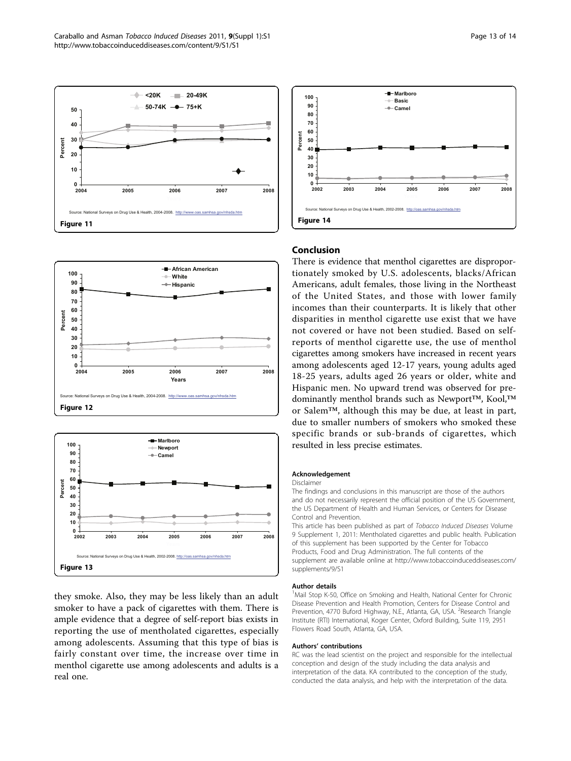Figure 11

Figure 12

Figure 13

Figure 14

they smoke. Also, they may be less likely than an adult smoker to have a pack of cigarettes with them. There is ample evidence that a degree of self-report bias exists in reporting the use of mentholated cigarettes, especially among adolescents. Assuming that this type of bias is fairly constant over time, the increase over time in menthol cigarette use among adolescents and adults is a real one.

## Conclusion

There is evidence that menthol cigarettes are disproportionately smoked by U.S. adolescents, blacks/African Americans, adult females, those living in the Northeast of the United States, and those with lower family incomes than their counterparts. It is likely that other disparities in menthol cigarette use exist that we have not covered or have not been studied. Based on self-reports of menthol cigarette use, the use of menthol cigarettes among smokers have increased in recent years among adolescents aged 12-17 years, young adults aged 18-25 years, adults aged 26 years or older, white and Hispanic men. No upward trend was observed for predominantly menthol brands such as Newport™, Kool,™ or Salem™, although this may be due, at least in part, due to smaller numbers of smokers who smoked these specific brands or sub-brands of cigarettes, which resulted in less precise estimates.

### Acknowledgement

Disclaimer

The findings and conclusions in this manuscript are those of the authors and do not necessarily represent the official position of the US Government, the US Department of Health and Human Services, or Centers for Disease Control and Prevention.

This article has been published as part of *Tobacco Induced Diseases* Volume 9 Supplement 1, 2011: Mentholated cigarettes and public health. Publication of this supplement has been supported by the Center for Tobacco Products, Food and Drug Administration. The full contents of the supplement are available online at http://www.tobaccoinduceddiseases.com/supplements/9/S1

### Author details

[1]Mail Stop K-50, Office on Smoking and Health, National Center for Chronic Disease Prevention and Health Promotion, Centers for Disease Control and Prevention, 4770 Buford Highway, N.E., Atlanta, GA, USA. [2]Research Triangle Institute (RTI) International, Koger Center, Oxford Building, Suite 119, 2951 Flowers Road South, Atlanta, GA, USA.

### Authors' contributions

RC was the lead scientist on the project and responsible for the intellectual conception and design of the study including the data analysis and interpretation of the data. KA contributed to the conception of the study, conducted the data analysis, and help with the interpretation of the data.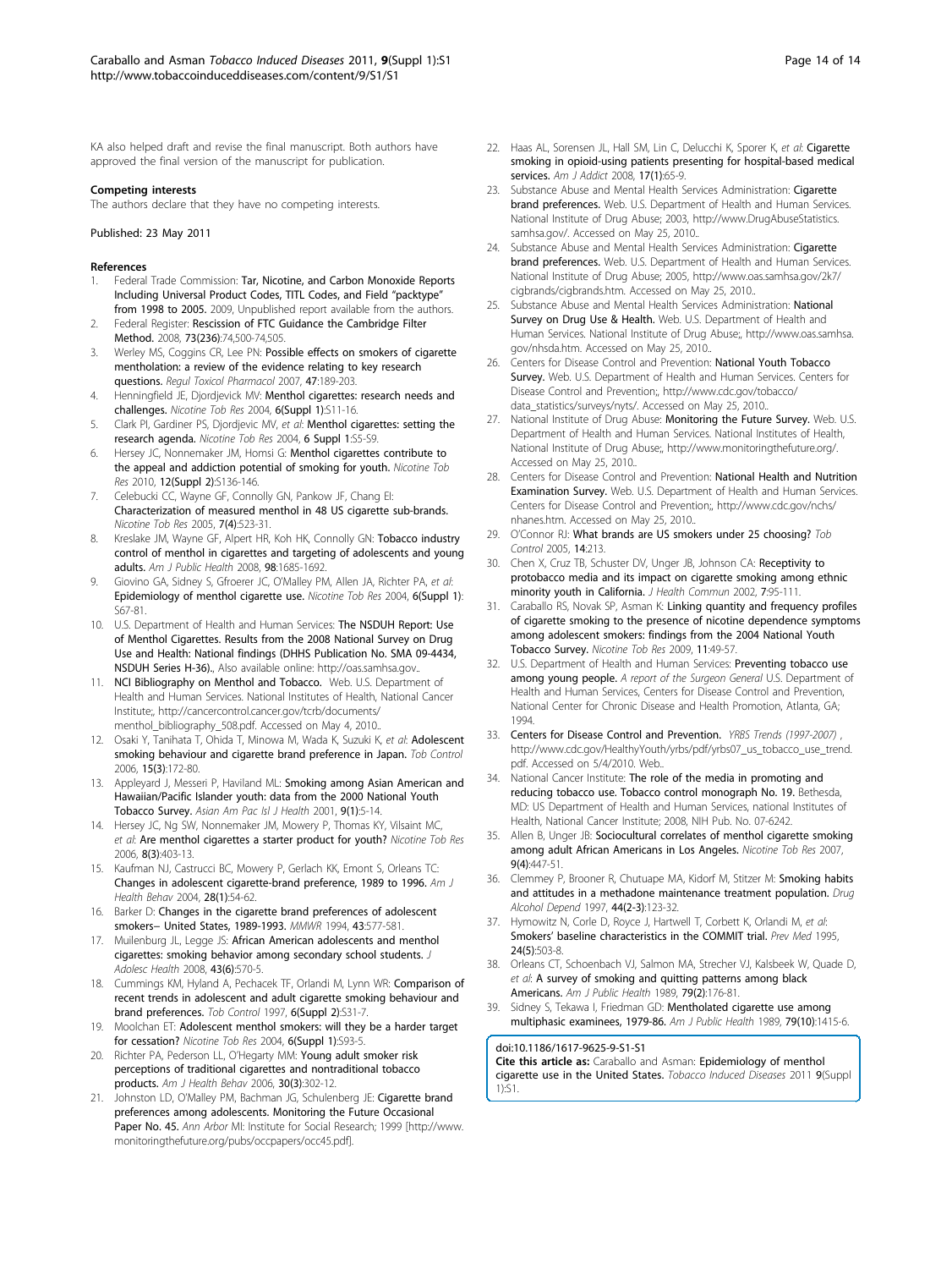KA also helped draft and revise the final manuscript. Both authors have approved the final version of the manuscript for publication.

#### Competing interests

The authors declare that they have no competing interests.

Published: 23 May 2011

#### References

1. Federal Trade Commission: **Tar, Nicotine, and Carbon Monoxide Reports Including Universal Product Codes, TITL Codes, and Field "packtype" from 1998 to 2005.** 2009, Unpublished report available from the authors.
2. Federal Register: **Rescission of FTC Guidance the Cambridge Filter Method.** 2008, **73(236)**:74,500-74,505.
3. Werley MS, Coggins CR, Lee PN: **Possible effects on smokers of cigarette mentholation: a review of the evidence relating to key research questions.** *Regul Toxicol Pharmacol* 2007, **47**:189-203.
4. Henningfield JE, Djordjevick MV: **Menthol cigarettes: research needs and challenges.** *Nicotine Tob Res* 2004, **6(Suppl 1)**:S11-16.
5. Clark PI, Gardiner PS, Djordjevic MV, *et al*: **Menthol cigarettes: setting the research agenda.** *Nicotine Tob Res* 2004, **6 Suppl 1**:S5-S9.
6. Hersey JC, Nonnemaker JM, Homsi G: **Menthol cigarettes contribute to the appeal and addiction potential of smoking for youth.** *Nicotine Tob Res* 2010, **12(Suppl 2)**:S136-146.
7. Celebucki CC, Wayne GF, Connolly GN, Pankow JF, Chang EI: **Characterization of measured menthol in 48 US cigarette sub-brands.** *Nicotine Tob Res* 2005, **7(4)**:523-31.
8. Kreslake JM, Wayne GF, Alpert HR, Koh HK, Connolly GN: **Tobacco industry control of menthol in cigarettes and targeting of adolescents and young adults.** *Am J Public Health* 2008, **98**:1685-1692.
9. Giovino GA, Sidney S, Gfroerer JC, O'Malley PM, Allen JA, Richter PA, *et al*: **Epidemiology of menthol cigarette use.** *Nicotine Tob Res* 2004, **6(Suppl 1)**: S67-81.
10. U.S. Department of Health and Human Services: **The NSDUH Report: Use of Menthol Cigarettes. Results from the 2008 National Survey on Drug Use and Health: National findings (DHHS Publication No. SMA 09-4434, NSDUH Series H-36).**, Also available online: http://oas.samhsa.gov..
11. **NCI Bibliography on Menthol and Tobacco.** Web. U.S. Department of Health and Human Services. National Institutes of Health, National Cancer Institute;, http://cancercontrol.cancer.gov/tcrb/documents/menthol_bibliography_508.pdf. Accessed on May 4, 2010..
12. Osaki Y, Tanihata T, Ohida T, Minowa M, Wada K, Suzuki K, *et al*: **Adolescent smoking behaviour and cigarette brand preference in Japan.** *Tob Control* 2006, **15(3)**:172-80.
13. Appleyard J, Messeri P, Haviland ML: **Smoking among Asian American and Hawaiian/Pacific Islander youth: data from the 2000 National Youth Tobacco Survey.** *Asian Am Pac Isl J Health* 2001, **9(1)**:5-14.
14. Hersey JC, Ng SW, Nonnemaker JM, Mowery P, Thomas KY, Vilsaint MC, *et al*: **Are menthol cigarettes a starter product for youth?** *Nicotine Tob Res* 2006, **8(3)**:403-13.
15. Kaufman NJ, Castrucci BC, Mowery P, Gerlach KK, Emont S, Orleans TC: **Changes in adolescent cigarette-brand preference, 1989 to 1996.** *Am J Health Behav* 2004, **28(1)**:54-62.
16. Barker D: **Changes in the cigarette brand preferences of adolescent smokers– United States, 1989-1993.** *MMWR* 1994, **43**:577-581.
17. Muilenburg JL, Legge JS: **African American adolescents and menthol cigarettes: smoking behavior among secondary school students.** *J Adolesc Health* 2008, **43(6)**:570-5.
18. Cummings KM, Hyland A, Pechacek TF, Orlandi M, Lynn WR: **Comparison of recent trends in adolescent and adult cigarette smoking behaviour and brand preferences.** *Tob Control* 1997, **6(Suppl 2)**:S31-7.
19. Moolchan ET: **Adolescent menthol smokers: will they be a harder target for cessation?** *Nicotine Tob Res* 2004, **6(Suppl 1)**:S93-5.
20. Richter PA, Pederson LL, O'Hegarty MM: **Young adult smoker risk perceptions of traditional cigarettes and nontraditional tobacco products.** *Am J Health Behav* 2006, **30(3)**:302-12.
21. Johnston LD, O'Malley PM, Bachman JG, Schulenberg JE: **Cigarette brand preferences among adolescents. Monitoring the Future Occasional Paper No. 45.** *Ann Arbor* MI: Institute for Social Research; 1999 [http://www.monitoringthefuture.org/pubs/occpapers/occ45.pdf].
22. Haas AL, Sorensen JL, Hall SM, Lin C, Delucchi K, Sporer K, *et al*: **Cigarette smoking in opioid-using patients presenting for hospital-based medical services.** *Am J Addict* 2008, **17(1)**:65-9.
23. Substance Abuse and Mental Health Services Administration: **Cigarette brand preferences.** Web. U.S. Department of Health and Human Services. National Institute of Drug Abuse; 2003, http://www.DrugAbuseStatistics.samhsa.gov/. Accessed on May 25, 2010..
24. Substance Abuse and Mental Health Services Administration: **Cigarette brand preferences.** Web. U.S. Department of Health and Human Services. National Institute of Drug Abuse; 2005, http://www.oas.samhsa.gov/2k7/cigbrands/cigbrands.htm. Accessed on May 25, 2010..
25. Substance Abuse and Mental Health Services Administration: **National Survey on Drug Use & Health.** Web. U.S. Department of Health and Human Services. National Institute of Drug Abuse;, http://www.oas.samhsa.gov/nhsda.htm. Accessed on May 25, 2010..
26. Centers for Disease Control and Prevention: **National Youth Tobacco Survey.** Web. U.S. Department of Health and Human Services. Centers for Disease Control and Prevention;, http://www.cdc.gov/tobacco/data_statistics/surveys/nyts/. Accessed on May 25, 2010..
27. National Institute of Drug Abuse: **Monitoring the Future Survey.** Web. U.S. Department of Health and Human Services. National Institutes of Health, National Institute of Drug Abuse;, http://www.monitoringthefuture.org/. Accessed on May 25, 2010..
28. Centers for Disease Control and Prevention: **National Health and Nutrition Examination Survey.** Web. U.S. Department of Health and Human Services. Centers for Disease Control and Prevention;, http://www.cdc.gov/nchs/nhanes.htm. Accessed on May 25, 2010..
29. O'Connor RJ: **What brands are US smokers under 25 choosing?** *Tob Control* 2005, **14**:213.
30. Chen X, Cruz TB, Schuster DV, Unger JB, Johnson CA: **Receptivity to protobacco media and its impact on cigarette smoking among ethnic minority youth in California.** *J Health Commun* 2002, **7**:95-111.
31. Caraballo RS, Novak SP, Asman K: **Linking quantity and frequency profiles of cigarette smoking to the presence of nicotine dependence symptoms among adolescent smokers: findings from the 2004 National Youth Tobacco Survey.** *Nicotine Tob Res* 2009, **11**:49-57.
32. U.S. Department of Health and Human Services: **Preventing tobacco use among young people.** *A report of the Surgeon General* U.S. Department of Health and Human Services, Centers for Disease Control and Prevention, National Center for Chronic Disease and Health Promotion, Atlanta, GA; 1994.
33. **Centers for Disease Control and Prevention.** *YRBS Trends (1997-2007)*, http://www.cdc.gov/HealthyYouth/yrbs/pdf/yrbs07_us_tobacco_use_trend.pdf. Accessed on 5/4/2010. Web..
34. National Cancer Institute: **The role of the media in promoting and reducing tobacco use. Tobacco control monograph No. 19.** Bethesda, MD: US Department of Health and Human Services, national Institutes of Health, National Cancer Institute; 2008, NIH Pub. No. 07-6242.
35. Allen B, Unger JB: **Sociocultural correlates of menthol cigarette smoking among adult African Americans in Los Angeles.** *Nicotine Tob Res* 2007, **9(4)**:447-51.
36. Clemmey P, Brooner R, Chutuape MA, Kidorf M, Stitzer M: **Smoking habits and attitudes in a methadone maintenance treatment population.** *Drug Alcohol Depend* 1997, **44(2-3)**:123-32.
37. Hymowitz N, Corle D, Royce J, Hartwell T, Corbett K, Orlandi M, *et al*: **Smokers' baseline characteristics in the COMMIT trial.** *Prev Med* 1995, **24(5)**:503-8.
38. Orleans CT, Schoenbach VJ, Salmon MA, Strecher VJ, Kalsbeek W, Quade D, *et al*: **A survey of smoking and quitting patterns among black Americans.** *Am J Public Health* 1989, **79(2)**:176-81.
39. Sidney S, Tekawa I, Friedman GD: **Mentholated cigarette use among multiphasic examinees, 1979-86.** *Am J Public Health* 1989, **79(10)**:1415-6.

doi:10.1186/1617-9625-9-S1-S1

**Cite this article as:** Caraballo and Asman: Epidemiology of menthol cigarette use in the United States. *Tobacco Induced Diseases* 2011 **9**(Suppl 1):S1.